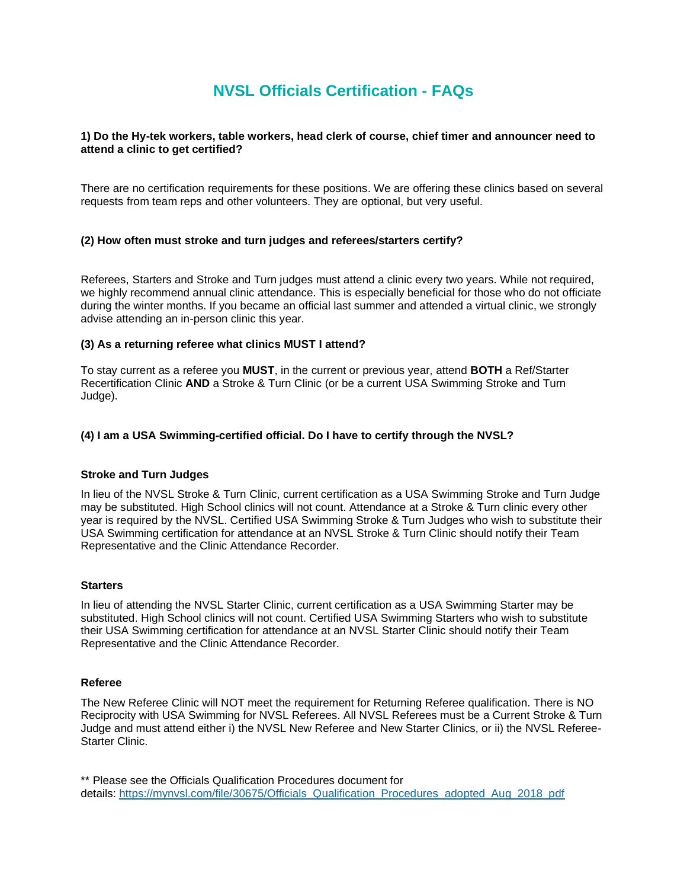# NVSL Officials Certification - FAQs

**1) Do the Hy-tek workers, table workers, head clerk of course, chief timer and announcer need to attend a clinic to get certified?**

There are no certification requirements for these positions. We are offering these clinics based on several requests from team reps and other volunteers. They are optional, but very useful.

**(2) How often must stroke and turn judges and referees/starters certify?**

Referees, Starters and Stroke and Turn judges must attend a clinic every two years. While not required, we highly recommend annual clinic attendance. This is especially beneficial for those who do not officiate during the winter months. If you became an official last summer and attended a virtual clinic, we strongly advise attending an in-person clinic this year.

**(3) As a returning referee what clinics MUST I attend?**

To stay current as a referee you **MUST**, in the current or previous year, attend **BOTH** a Ref/Starter Recertification Clinic **AND** a Stroke & Turn Clinic (or be a current USA Swimming Stroke and Turn Judge).

**(4) I am a USA Swimming-certified official. Do I have to certify through the NVSL?**

**Stroke and Turn Judges**

In lieu of the NVSL Stroke & Turn Clinic, current certification as a USA Swimming Stroke and Turn Judge may be substituted. High School clinics will not count. Attendance at a Stroke & Turn clinic every other year is required by the NVSL. Certified USA Swimming Stroke & Turn Judges who wish to substitute their USA Swimming certification for attendance at an NVSL Stroke & Turn Clinic should notify their Team Representative and the Clinic Attendance Recorder.

**Starters**

In lieu of attending the NVSL Starter Clinic, current certification as a USA Swimming Starter may be substituted. High School clinics will not count. Certified USA Swimming Starters who wish to substitute their USA Swimming certification for attendance at an NVSL Starter Clinic should notify their Team Representative and the Clinic Attendance Recorder.

**Referee**

The New Referee Clinic will NOT meet the requirement for Returning Referee qualification. There is NO Reciprocity with USA Swimming for NVSL Referees. All NVSL Referees must be a Current Stroke & Turn Judge and must attend either i) the NVSL New Referee and New Starter Clinics, or ii) the NVSL Referee-Starter Clinic.

** Please see the Officials Qualification Procedures document for details: [https://mynvsl.com/file/30675/Officials_Qualification_Procedures_adopted_Aug_2018_pdf](https://mynvsl.com/file/30675/Officials_Qualification_Procedures_adopted_Aug_2018_pdf)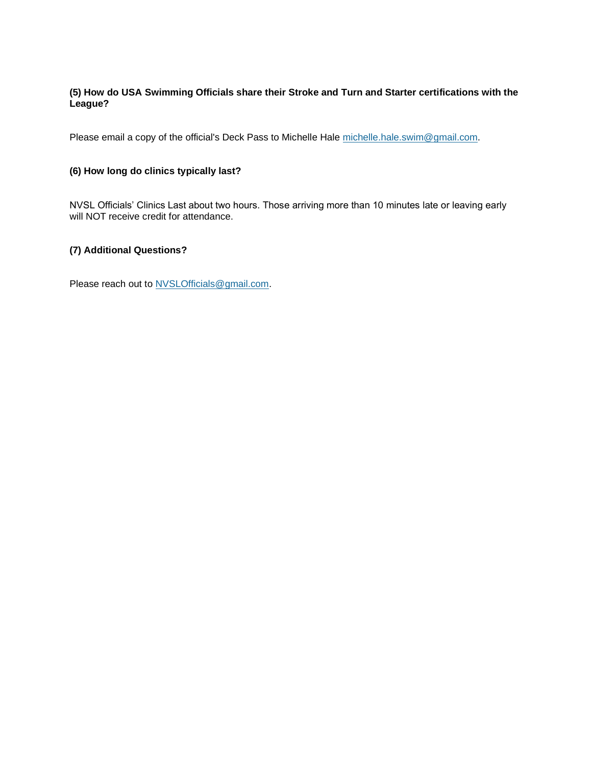**(5) How do USA Swimming Officials share their Stroke and Turn and Starter certifications with the League?**

Please email a copy of the official's Deck Pass to Michelle Hale michelle.hale.swim@gmail.com.

**(6) How long do clinics typically last?**

NVSL Officials' Clinics Last about two hours. Those arriving more than 10 minutes late or leaving early will NOT receive credit for attendance.

**(7) Additional Questions?**

Please reach out to NVSLOfficials@gmail.com.